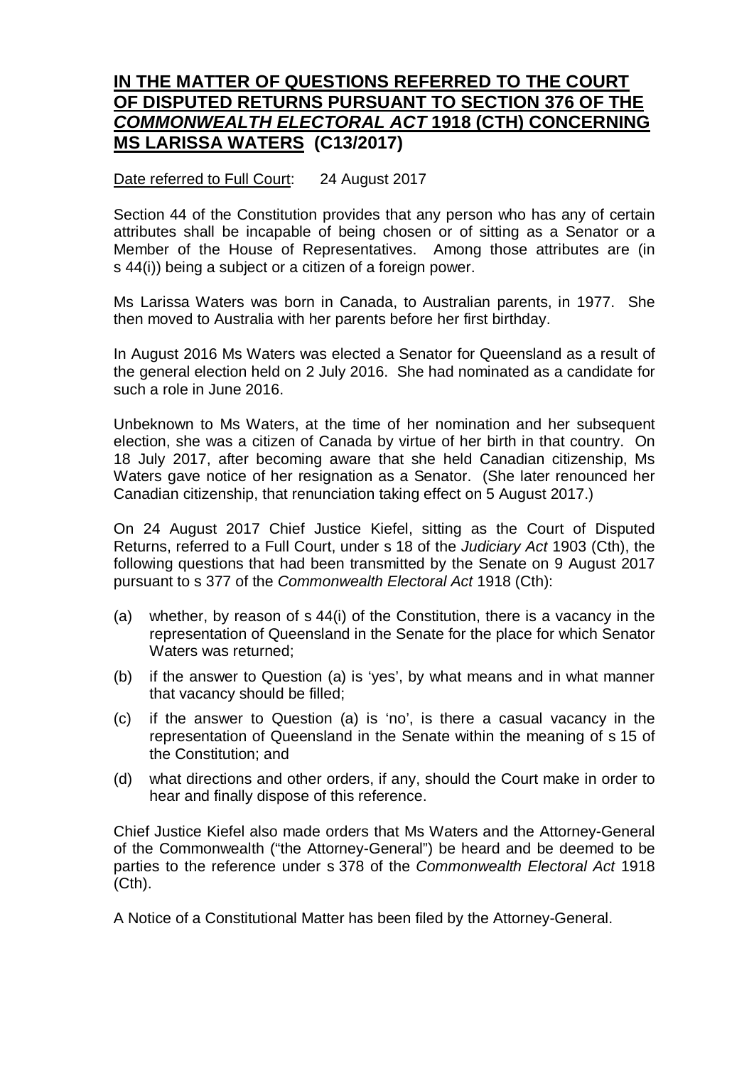# **IN THE MATTER OF QUESTIONS REFERRED TO THE COURT OF DISPUTED RETURNS PURSUANT TO SECTION 376 OF THE *COMMONWEALTH ELECTORAL ACT* 1918 (CTH) CONCERNING MS LARISSA WATERS (C13/2017)**

Date referred to Full Court: 24 August 2017

Section 44 of the Constitution provides that any person who has any of certain attributes shall be incapable of being chosen or of sitting as a Senator or a Member of the House of Representatives. Among those attributes are (in s 44(i)) being a subject or a citizen of a foreign power.

Ms Larissa Waters was born in Canada, to Australian parents, in 1977. She then moved to Australia with her parents before her first birthday.

In August 2016 Ms Waters was elected a Senator for Queensland as a result of the general election held on 2 July 2016. She had nominated as a candidate for such a role in June 2016.

Unbeknown to Ms Waters, at the time of her nomination and her subsequent election, she was a citizen of Canada by virtue of her birth in that country. On 18 July 2017, after becoming aware that she held Canadian citizenship, Ms Waters gave notice of her resignation as a Senator. (She later renounced her Canadian citizenship, that renunciation taking effect on 5 August 2017.)

On 24 August 2017 Chief Justice Kiefel, sitting as the Court of Disputed Returns, referred to a Full Court, under s 18 of the *Judiciary Act* 1903 (Cth), the following questions that had been transmitted by the Senate on 9 August 2017 pursuant to s 377 of the *Commonwealth Electoral Act* 1918 (Cth):

(a) whether, by reason of s 44(i) of the Constitution, there is a vacancy in the representation of Queensland in the Senate for the place for which Senator Waters was returned;

(b) if the answer to Question (a) is 'yes', by what means and in what manner that vacancy should be filled;

(c) if the answer to Question (a) is 'no', is there a casual vacancy in the representation of Queensland in the Senate within the meaning of s 15 of the Constitution; and

(d) what directions and other orders, if any, should the Court make in order to hear and finally dispose of this reference.

Chief Justice Kiefel also made orders that Ms Waters and the Attorney-General of the Commonwealth ("the Attorney-General") be heard and be deemed to be parties to the reference under s 378 of the *Commonwealth Electoral Act* 1918 (Cth).

A Notice of a Constitutional Matter has been filed by the Attorney-General.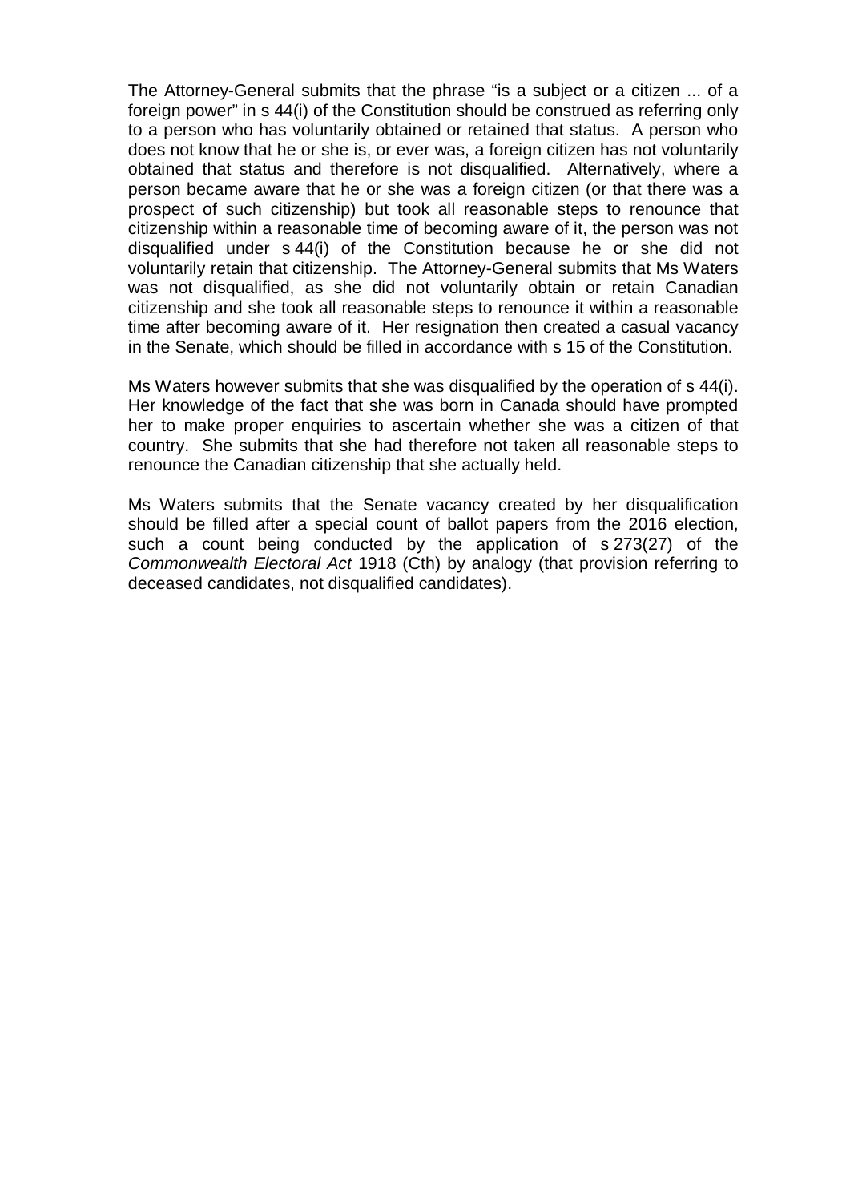The Attorney-General submits that the phrase "is a subject or a citizen ... of a foreign power" in s 44(i) of the Constitution should be construed as referring only to a person who has voluntarily obtained or retained that status. A person who does not know that he or she is, or ever was, a foreign citizen has not voluntarily obtained that status and therefore is not disqualified. Alternatively, where a person became aware that he or she was a foreign citizen (or that there was a prospect of such citizenship) but took all reasonable steps to renounce that citizenship within a reasonable time of becoming aware of it, the person was not disqualified under s 44(i) of the Constitution because he or she did not voluntarily retain that citizenship. The Attorney-General submits that Ms Waters was not disqualified, as she did not voluntarily obtain or retain Canadian citizenship and she took all reasonable steps to renounce it within a reasonable time after becoming aware of it. Her resignation then created a casual vacancy in the Senate, which should be filled in accordance with s 15 of the Constitution.

Ms Waters however submits that she was disqualified by the operation of s 44(i). Her knowledge of the fact that she was born in Canada should have prompted her to make proper enquiries to ascertain whether she was a citizen of that country. She submits that she had therefore not taken all reasonable steps to renounce the Canadian citizenship that she actually held.

Ms Waters submits that the Senate vacancy created by her disqualification should be filled after a special count of ballot papers from the 2016 election, such a count being conducted by the application of s 273(27) of the *Commonwealth Electoral Act* 1918 (Cth) by analogy (that provision referring to deceased candidates, not disqualified candidates).